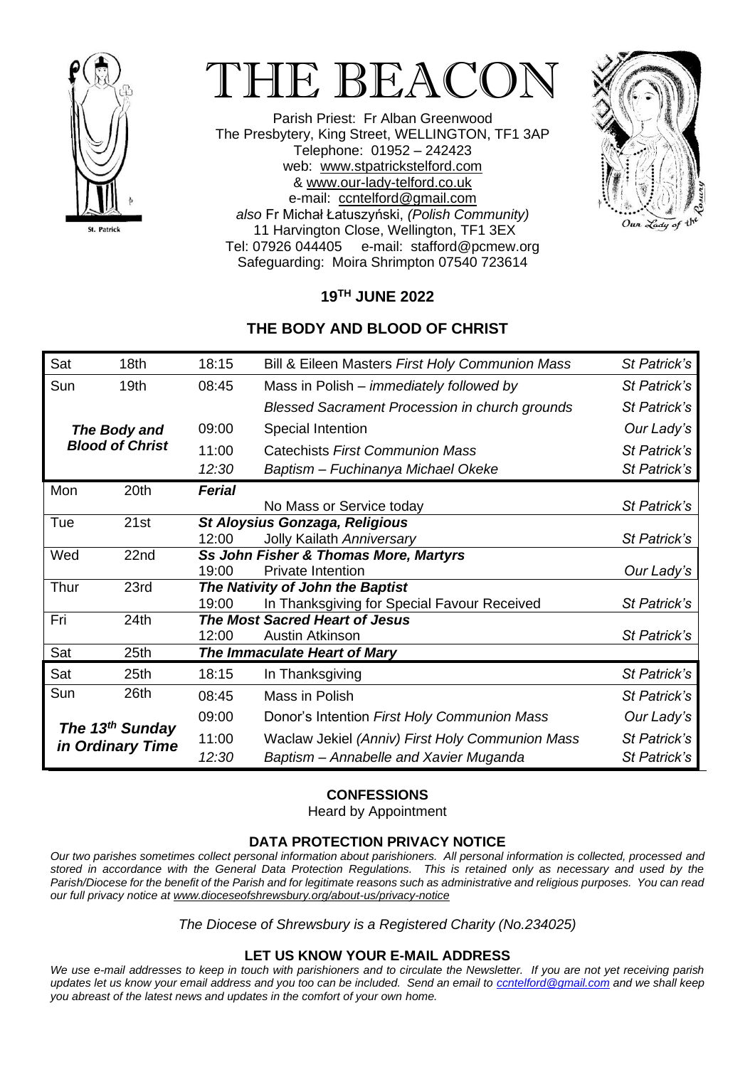# THE BEACON

Parish Priest: Fr Alban Greenwood
The Presbytery, King Street, WELLINGTON, TF1 3AP
Telephone: 01952 – 242423
web: www.stpatrickstelford.com
& www.our-lady-telford.co.uk
e-mail: ccntelford@gmail.com
*also* Fr Michał Łatuszyński, *(Polish Community)*
11 Harvington Close, Wellington, TF1 3EX
Tel: 07926 044405 e-mail: stafford@pcmew.org
Safeguarding: Moira Shrimpton 07540 723614

## 19TH JUNE 2022

## THE BODY AND BLOOD OF CHRIST

| | | | | |
|---|---|---|---|---|
| Sat | 18th | 18:15 | Bill & Eileen Masters *First Holy Communion Mass* | *St Patrick's* |
| Sun | 19th | 08:45 | Mass in Polish – *immediately followed by* | *St Patrick's* |
| | | | *Blessed Sacrament Procession in church grounds* | *St Patrick's* |
| ***The Body and Blood of Christ*** | | 09:00 | Special Intention | *Our Lady's* |
| | | 11:00 | Catechists *First Communion Mass* | *St Patrick's* |
| | | *12:30* | *Baptism – Fuchinanya Michael Okeke* | *St Patrick's* |
| Mon | 20th | ***Ferial*** | | |
| | | | No Mass or Service today | *St Patrick's* |
| Tue | 21st | ***St Aloysius Gonzaga, Religious*** | | |
| | | 12:00 | Jolly Kailath *Anniversary* | *St Patrick's* |
| Wed | 22nd | ***Ss John Fisher & Thomas More, Martyrs*** | | |
| | | 19:00 | Private Intention | *Our Lady's* |
| Thur | 23rd | ***The Nativity of John the Baptist*** | | |
| | | 19:00 | In Thanksgiving for Special Favour Received | *St Patrick's* |
| Fri | 24th | ***The Most Sacred Heart of Jesus*** | | |
| | | 12:00 | Austin Atkinson | *St Patrick's* |
| Sat | 25th | ***The Immaculate Heart of Mary*** | | |
| Sat | 25th | 18:15 | In Thanksgiving | *St Patrick's* |
| Sun | 26th | 08:45 | Mass in Polish | *St Patrick's* |
| ***The 13th Sunday in Ordinary Time*** | | 09:00 | Donor's Intention *First Holy Communion Mass* | *Our Lady's* |
| | | 11:00 | Waclaw Jekiel *(Anniv) First Holy Communion Mass* | *St Patrick's* |
| | | *12:30* | *Baptism – Annabelle and Xavier Muganda* | *St Patrick's* |

**CONFESSIONS**

Heard by Appointment

**DATA PROTECTION PRIVACY NOTICE**

*Our two parishes sometimes collect personal information about parishioners. All personal information is collected, processed and stored in accordance with the General Data Protection Regulations. This is retained only as necessary and used by the Parish/Diocese for the benefit of the Parish and for legitimate reasons such as administrative and religious purposes. You can read our full privacy notice at www.dioceseofshrewsbury.org/about-us/privacy-notice*

*The Diocese of Shrewsbury is a Registered Charity (No.234025)*

**LET US KNOW YOUR E-MAIL ADDRESS**

*We use e-mail addresses to keep in touch with parishioners and to circulate the Newsletter. If you are not yet receiving parish updates let us know your email address and you too can be included. Send an email to ccntelford@gmail.com and we shall keep you abreast of the latest news and updates in the comfort of your own home.*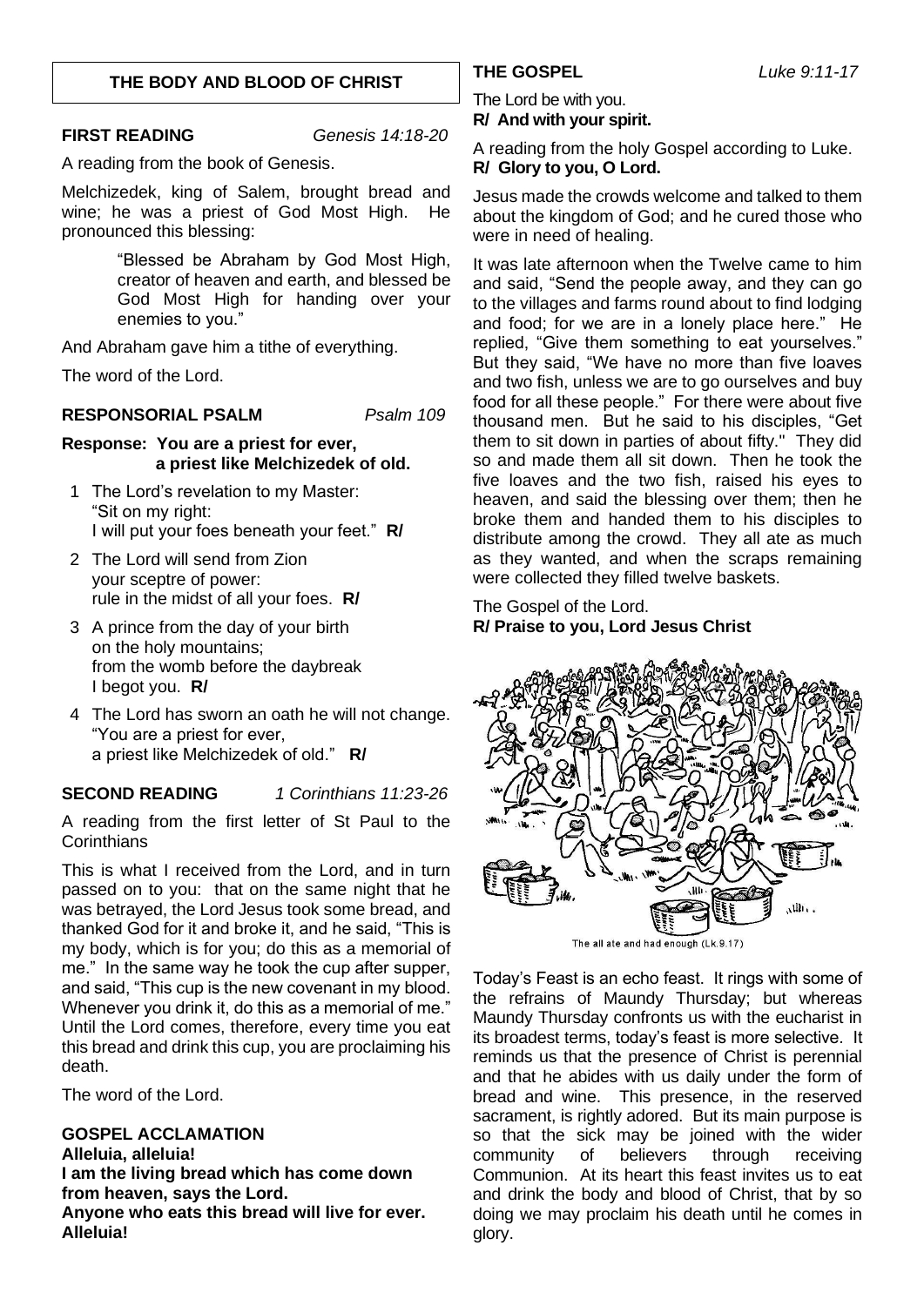## THE BODY AND BLOOD OF CHRIST

**FIRST READING** *Genesis 14:18-20*

A reading from the book of Genesis.

Melchizedek, king of Salem, brought bread and wine; he was a priest of God Most High. He pronounced this blessing:

> "Blessed be Abraham by God Most High, creator of heaven and earth, and blessed be God Most High for handing over your enemies to you."

And Abraham gave him a tithe of everything.

The word of the Lord.

**RESPONSORIAL PSALM** *Psalm 109*

**Response: You are a priest for ever,
a priest like Melchizedek of old.**

1 The Lord's revelation to my Master:
"Sit on my right:
I will put your foes beneath your feet." **R/**

2 The Lord will send from Zion
your sceptre of power:
rule in the midst of all your foes. **R/**

3 A prince from the day of your birth
on the holy mountains;
from the womb before the daybreak
I begot you. **R/**

4 The Lord has sworn an oath he will not change.
"You are a priest for ever,
a priest like Melchizedek of old." **R/**

**SECOND READING** *1 Corinthians 11:23-26*

A reading from the first letter of St Paul to the Corinthians

This is what I received from the Lord, and in turn passed on to you: that on the same night that he was betrayed, the Lord Jesus took some bread, and thanked God for it and broke it, and he said, "This is my body, which is for you; do this as a memorial of me." In the same way he took the cup after supper, and said, "This cup is the new covenant in my blood. Whenever you drink it, do this as a memorial of me." Until the Lord comes, therefore, every time you eat this bread and drink this cup, you are proclaiming his death.

The word of the Lord.

**GOSPEL ACCLAMATION**
**Alleluia, alleluia!**
**I am the living bread which has come down from heaven, says the Lord.**
**Anyone who eats this bread will live for ever.**
**Alleluia!**

**THE GOSPEL** *Luke 9:11-17*

The Lord be with you.
**R/ And with your spirit.**

A reading from the holy Gospel according to Luke.
**R/ Glory to you, O Lord.**

Jesus made the crowds welcome and talked to them about the kingdom of God; and he cured those who were in need of healing.

It was late afternoon when the Twelve came to him and said, "Send the people away, and they can go to the villages and farms round about to find lodging and food; for we are in a lonely place here." He replied, "Give them something to eat yourselves." But they said, "We have no more than five loaves and two fish, unless we are to go ourselves and buy food for all these people." For there were about five thousand men. But he said to his disciples, "Get them to sit down in parties of about fifty." They did so and made them all sit down. Then he took the five loaves and the two fish, raised his eyes to heaven, and said the blessing over them; then he broke them and handed them to his disciples to distribute among the crowd. They all ate as much as they wanted, and when the scraps remaining were collected they filled twelve baskets.

The Gospel of the Lord.
**R/ Praise to you, Lord Jesus Christ**

The all ate and had enough (Lk.9.17)

Today's Feast is an echo feast. It rings with some of the refrains of Maundy Thursday; but whereas Maundy Thursday confronts us with the eucharist in its broadest terms, today's feast is more selective. It reminds us that the presence of Christ is perennial and that he abides with us daily under the form of bread and wine. This presence, in the reserved sacrament, is rightly adored. But its main purpose is so that the sick may be joined with the wider community of believers through receiving Communion. At its heart this feast invites us to eat and drink the body and blood of Christ, that by so doing we may proclaim his death until he comes in glory.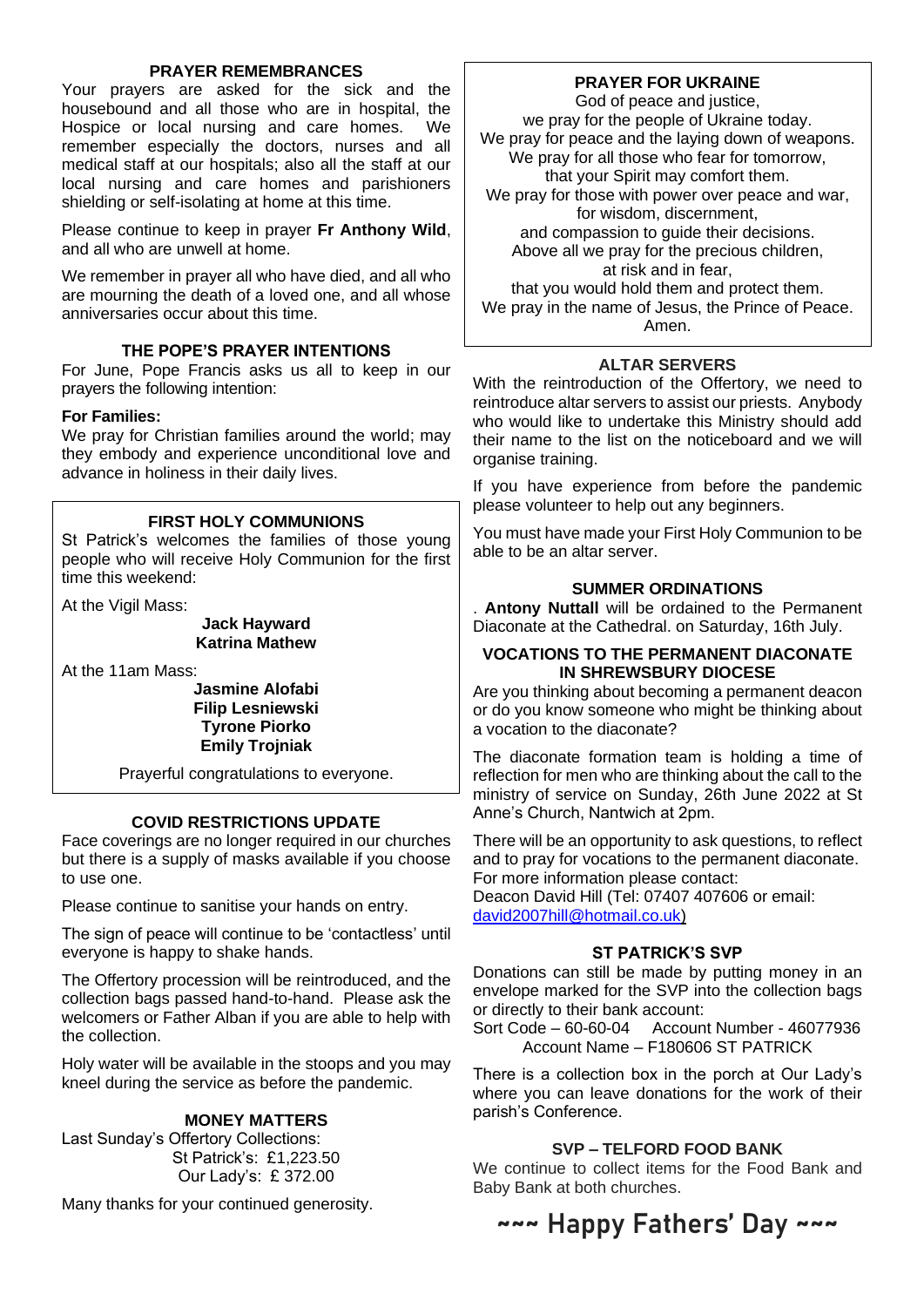## PRAYER REMEMBRANCES

Your prayers are asked for the sick and the housebound and all those who are in hospital, the Hospice or local nursing and care homes. We remember especially the doctors, nurses and all medical staff at our hospitals; also all the staff at our local nursing and care homes and parishioners shielding or self-isolating at home at this time.

Please continue to keep in prayer **Fr Anthony Wild**, and all who are unwell at home.

We remember in prayer all who have died, and all who are mourning the death of a loved one, and all whose anniversaries occur about this time.

## THE POPE'S PRAYER INTENTIONS

For June, Pope Francis asks us all to keep in our prayers the following intention:

**For Families:**
We pray for Christian families around the world; may they embody and experience unconditional love and advance in holiness in their daily lives.

## FIRST HOLY COMMUNIONS

St Patrick's welcomes the families of those young people who will receive Holy Communion for the first time this weekend:

At the Vigil Mass:

**Jack Hayward**
**Katrina Mathew**

At the 11am Mass:

**Jasmine Alofabi**
**Filip Lesniewski**
**Tyrone Piorko**
**Emily Trojniak**

Prayerful congratulations to everyone.

## COVID RESTRICTIONS UPDATE

Face coverings are no longer required in our churches but there is a supply of masks available if you choose to use one.

Please continue to sanitise your hands on entry.

The sign of peace will continue to be 'contactless' until everyone is happy to shake hands.

The Offertory procession will be reintroduced, and the collection bags passed hand-to-hand. Please ask the welcomers or Father Alban if you are able to help with the collection.

Holy water will be available in the stoops and you may kneel during the service as before the pandemic.

## MONEY MATTERS

Last Sunday's Offertory Collections:
St Patrick's: £1,223.50
Our Lady's: £ 372.00

Many thanks for your continued generosity.

## PRAYER FOR UKRAINE

God of peace and justice,
we pray for the people of Ukraine today.
We pray for peace and the laying down of weapons.
We pray for all those who fear for tomorrow,
that your Spirit may comfort them.
We pray for those with power over peace and war,
for wisdom, discernment,
and compassion to guide their decisions.
Above all we pray for the precious children,
at risk and in fear,
that you would hold them and protect them.
We pray in the name of Jesus, the Prince of Peace.
Amen.

## ALTAR SERVERS

With the reintroduction of the Offertory, we need to reintroduce altar servers to assist our priests. Anybody who would like to undertake this Ministry should add their name to the list on the noticeboard and we will organise training.

If you have experience from before the pandemic please volunteer to help out any beginners.

You must have made your First Holy Communion to be able to be an altar server.

## SUMMER ORDINATIONS

. **Antony Nuttall** will be ordained to the Permanent Diaconate at the Cathedral. on Saturday, 16th July.

## VOCATIONS TO THE PERMANENT DIACONATE IN SHREWSBURY DIOCESE

Are you thinking about becoming a permanent deacon or do you know someone who might be thinking about a vocation to the diaconate?

The diaconate formation team is holding a time of reflection for men who are thinking about the call to the ministry of service on Sunday, 26th June 2022 at St Anne's Church, Nantwich at 2pm.

There will be an opportunity to ask questions, to reflect and to pray for vocations to the permanent diaconate. For more information please contact:
Deacon David Hill (Tel: 07407 407606 or email: david2007hill@hotmail.co.uk)

## ST PATRICK'S SVP

Donations can still be made by putting money in an envelope marked for the SVP into the collection bags or directly to their bank account:
Sort Code – 60-60-04 Account Number - 46077936
Account Name – F180606 ST PATRICK

There is a collection box in the porch at Our Lady's where you can leave donations for the work of their parish's Conference.

## SVP – TELFORD FOOD BANK

We continue to collect items for the Food Bank and Baby Bank at both churches.

## ~~~ Happy Fathers' Day ~~~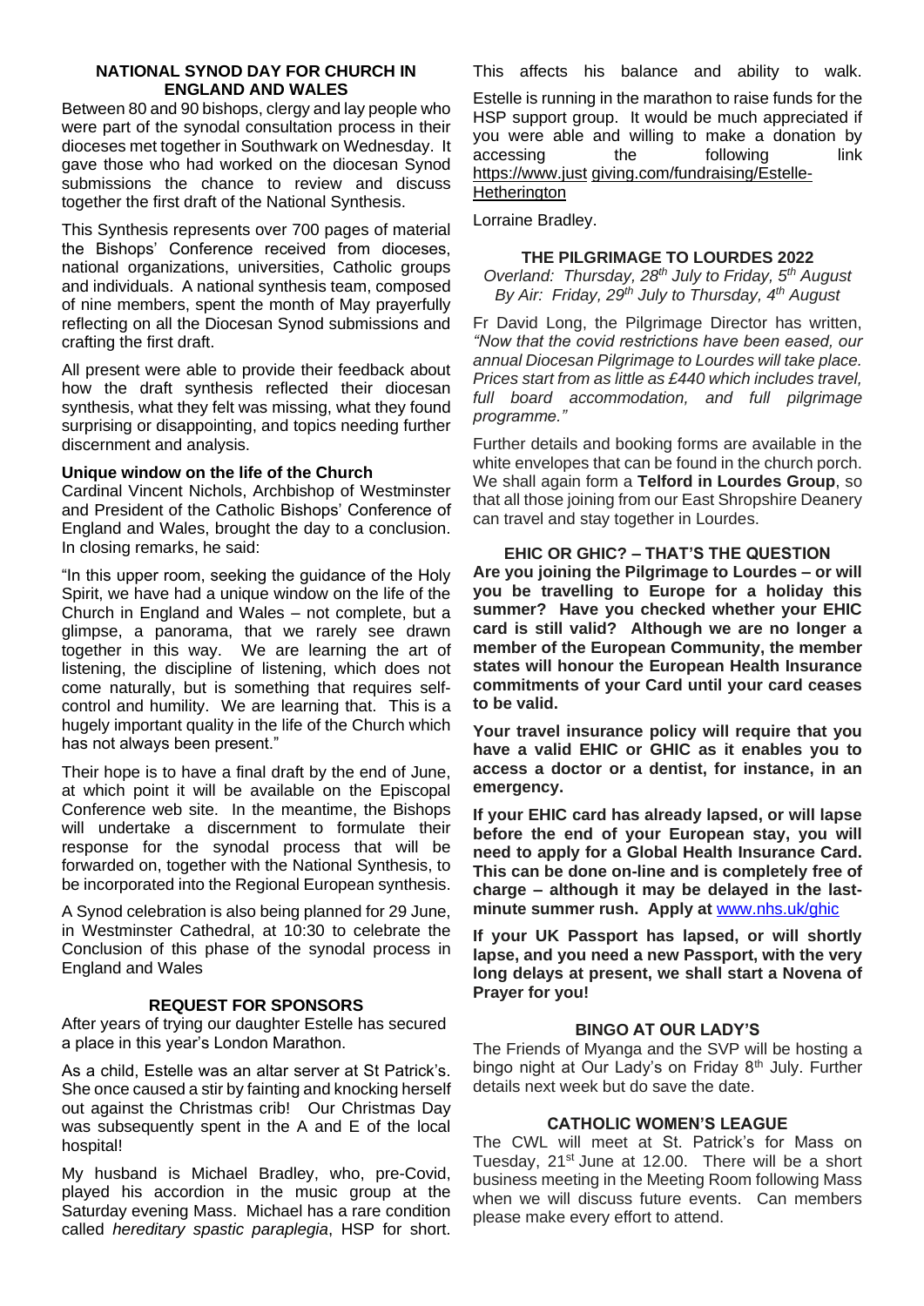## NATIONAL SYNOD DAY FOR CHURCH IN ENGLAND AND WALES

Between 80 and 90 bishops, clergy and lay people who were part of the synodal consultation process in their dioceses met together in Southwark on Wednesday. It gave those who had worked on the diocesan Synod submissions the chance to review and discuss together the first draft of the National Synthesis.

This Synthesis represents over 700 pages of material the Bishops' Conference received from dioceses, national organizations, universities, Catholic groups and individuals. A national synthesis team, composed of nine members, spent the month of May prayerfully reflecting on all the Diocesan Synod submissions and crafting the first draft.

All present were able to provide their feedback about how the draft synthesis reflected their diocesan synthesis, what they felt was missing, what they found surprising or disappointing, and topics needing further discernment and analysis.

**Unique window on the life of the Church**

Cardinal Vincent Nichols, Archbishop of Westminster and President of the Catholic Bishops' Conference of England and Wales, brought the day to a conclusion. In closing remarks, he said:

"In this upper room, seeking the guidance of the Holy Spirit, we have had a unique window on the life of the Church in England and Wales – not complete, but a glimpse, a panorama, that we rarely see drawn together in this way. We are learning the art of listening, the discipline of listening, which does not come naturally, but is something that requires self-control and humility. We are learning that. This is a hugely important quality in the life of the Church which has not always been present."

Their hope is to have a final draft by the end of June, at which point it will be available on the Episcopal Conference web site. In the meantime, the Bishops will undertake a discernment to formulate their response for the synodal process that will be forwarded on, together with the National Synthesis, to be incorporated into the Regional European synthesis.

A Synod celebration is also being planned for 29 June, in Westminster Cathedral, at 10:30 to celebrate the Conclusion of this phase of the synodal process in England and Wales

## REQUEST FOR SPONSORS

After years of trying our daughter Estelle has secured a place in this year's London Marathon.

As a child, Estelle was an altar server at St Patrick's. She once caused a stir by fainting and knocking herself out against the Christmas crib! Our Christmas Day was subsequently spent in the A and E of the local hospital!

My husband is Michael Bradley, who, pre-Covid, played his accordion in the music group at the Saturday evening Mass. Michael has a rare condition called *hereditary spastic paraplegia*, HSP for short. This affects his balance and ability to walk.

Estelle is running in the marathon to raise funds for the HSP support group. It would be much appreciated if you were able and willing to make a donation by accessing the following link https://www.just giving.com/fundraising/Estelle-Hetherington

Lorraine Bradley.

## THE PILGRIMAGE TO LOURDES 2022

*Overland: Thursday, 28th July to Friday, 5th August*
*By Air: Friday, 29th July to Thursday, 4th August*

Fr David Long, the Pilgrimage Director has written, *"Now that the covid restrictions have been eased, our annual Diocesan Pilgrimage to Lourdes will take place. Prices start from as little as £440 which includes travel, full board accommodation, and full pilgrimage programme."*

Further details and booking forms are available in the white envelopes that can be found in the church porch. We shall again form a **Telford in Lourdes Group**, so that all those joining from our East Shropshire Deanery can travel and stay together in Lourdes.

## EHIC OR GHIC? – THAT'S THE QUESTION

**Are you joining the Pilgrimage to Lourdes – or will you be travelling to Europe for a holiday this summer? Have you checked whether your EHIC card is still valid? Although we are no longer a member of the European Community, the member states will honour the European Health Insurance commitments of your Card until your card ceases to be valid.**

**Your travel insurance policy will require that you have a valid EHIC or GHIC as it enables you to access a doctor or a dentist, for instance, in an emergency.**

**If your EHIC card has already lapsed, or will lapse before the end of your European stay, you will need to apply for a Global Health Insurance Card. This can be done on-line and is completely free of charge – although it may be delayed in the last-minute summer rush. Apply at** www.nhs.uk/ghic

**If your UK Passport has lapsed, or will shortly lapse, and you need a new Passport, with the very long delays at present, we shall start a Novena of Prayer for you!**

## BINGO AT OUR LADY'S

The Friends of Myanga and the SVP will be hosting a bingo night at Our Lady's on Friday 8th July. Further details next week but do save the date.

## CATHOLIC WOMEN'S LEAGUE

The CWL will meet at St. Patrick's for Mass on Tuesday, 21st June at 12.00. There will be a short business meeting in the Meeting Room following Mass when we will discuss future events. Can members please make every effort to attend.